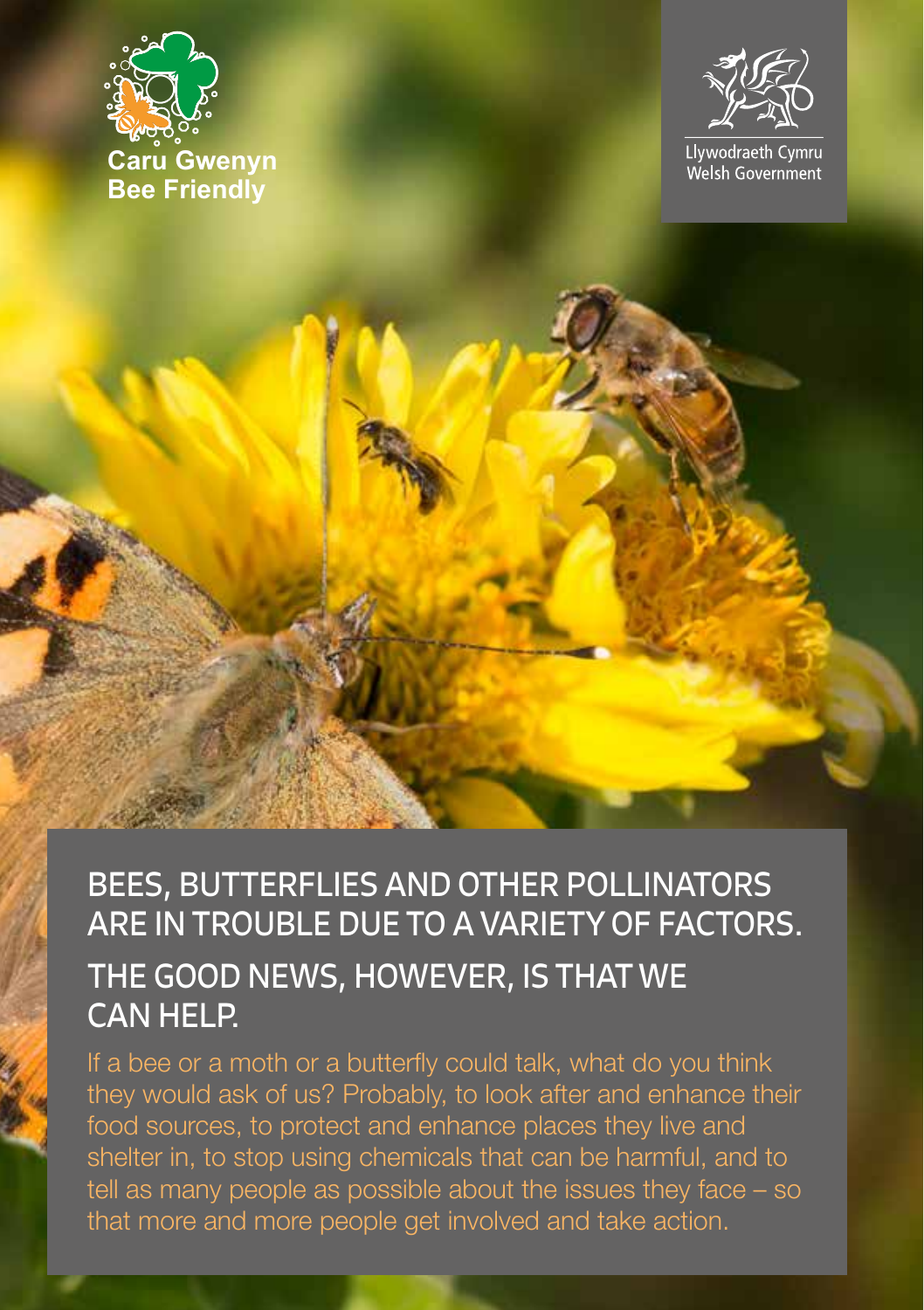Caru Gwenyn
Bee Friendly

Llywodraeth Cymru
Welsh Government

## BEES, BUTTERFLIES AND OTHER POLLINATORS ARE IN TROUBLE DUE TO A VARIETY OF FACTORS.

## THE GOOD NEWS, HOWEVER, IS THAT WE CAN HELP.

If a bee or a moth or a butterfly could talk, what do you think they would ask of us? Probably, to look after and enhance their food sources, to protect and enhance places they live and shelter in, to stop using chemicals that can be harmful, and to tell as many people as possible about the issues they face – so that more and more people get involved and take action.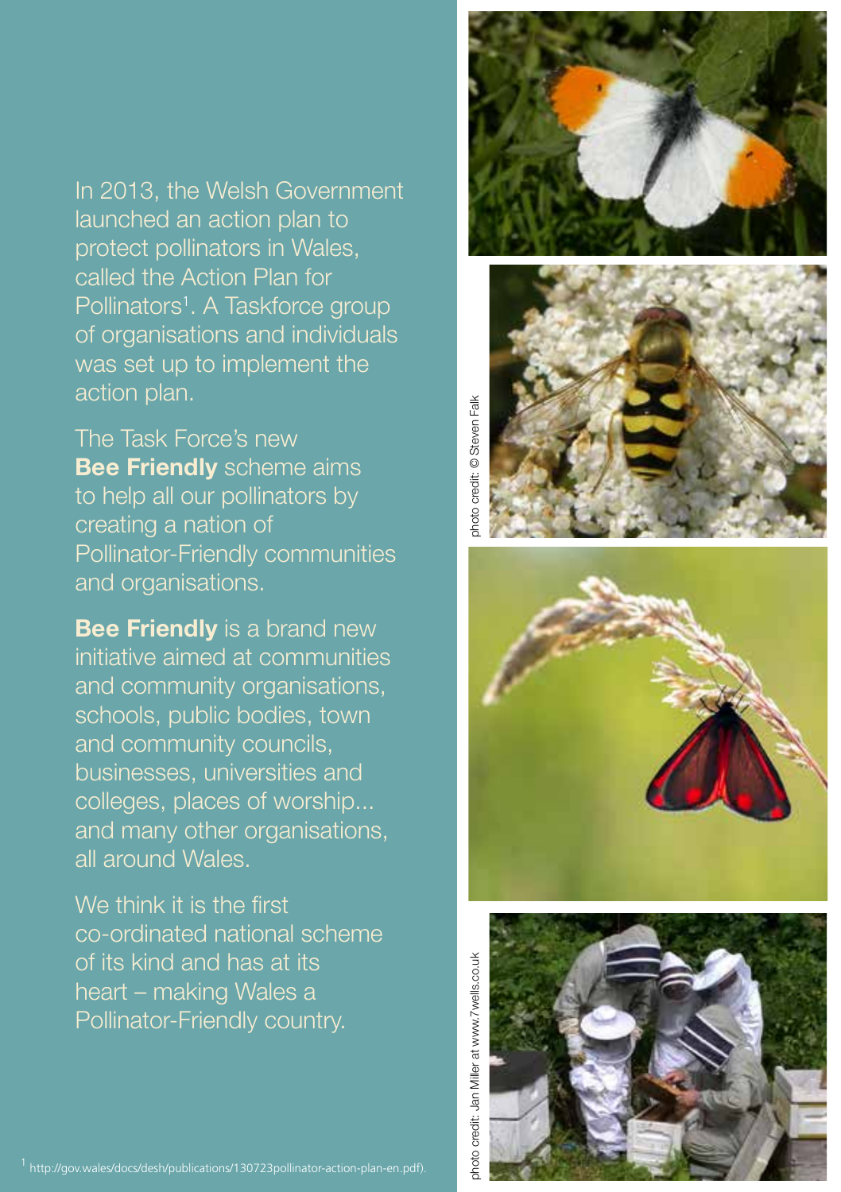In 2013, the Welsh Government launched an action plan to protect pollinators in Wales, called the Action Plan for Pollinators[1]. A Taskforce group of organisations and individuals was set up to implement the action plan.

The Task Force's new **Bee Friendly** scheme aims to help all our pollinators by creating a nation of Pollinator-Friendly communities and organisations.

**Bee Friendly** is a brand new initiative aimed at communities and community organisations, schools, public bodies, town and community councils, businesses, universities and colleges, places of worship... and many other organisations, all around Wales.

We think it is the first co-ordinated national scheme of its kind and has at its heart – making Wales a Pollinator-Friendly country.

photo credit: © Steven Falk

photo credit: Jan Miller at www.7wells.co.uk

[1] http://gov.wales/docs/desh/publications/130723pollinator-action-plan-en.pdf).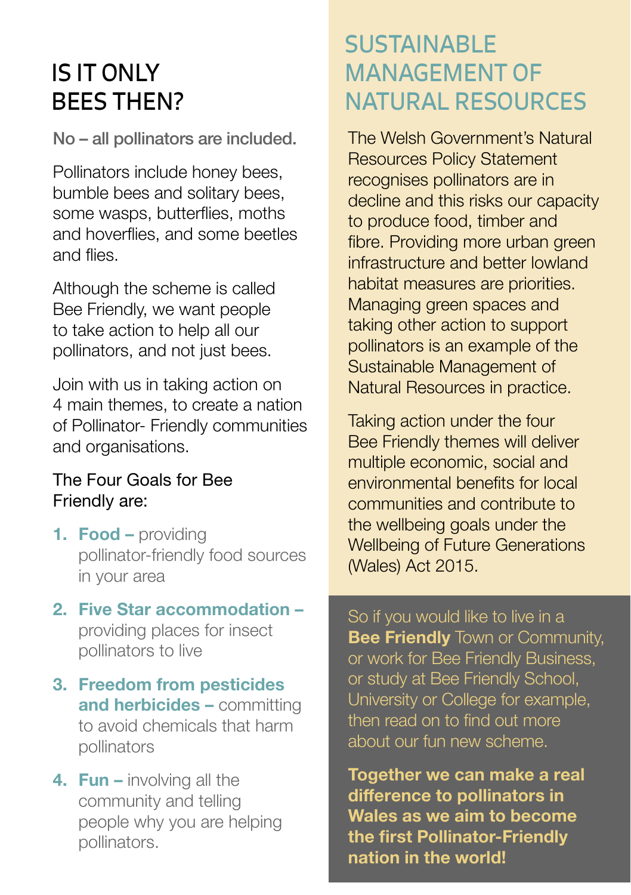# IS IT ONLY BEES THEN?

**No – all pollinators are included.**

Pollinators include honey bees, bumble bees and solitary bees, some wasps, butterflies, moths and hoverflies, and some beetles and flies.

Although the scheme is called Bee Friendly, we want people to take action to help all our pollinators, and not just bees.

Join with us in taking action on 4 main themes, to create a nation of Pollinator- Friendly communities and organisations.

The Four Goals for Bee Friendly are:

1. **Food –** providing pollinator-friendly food sources in your area
2. **Five Star accommodation –** providing places for insect pollinators to live
3. **Freedom from pesticides and herbicides –** committing to avoid chemicals that harm pollinators
4. **Fun –** involving all the community and telling people why you are helping pollinators.

# SUSTAINABLE MANAGEMENT OF NATURAL RESOURCES

The Welsh Government's Natural Resources Policy Statement recognises pollinators are in decline and this risks our capacity to produce food, timber and fibre. Providing more urban green infrastructure and better lowland habitat measures are priorities. Managing green spaces and taking other action to support pollinators is an example of the Sustainable Management of Natural Resources in practice.

Taking action under the four Bee Friendly themes will deliver multiple economic, social and environmental benefits for local communities and contribute to the wellbeing goals under the Wellbeing of Future Generations (Wales) Act 2015.

So if you would like to live in a **Bee Friendly** Town or Community, or work for Bee Friendly Business, or study at Bee Friendly School, University or College for example, then read on to find out more about our fun new scheme.

**Together we can make a real difference to pollinators in Wales as we aim to become the first Pollinator-Friendly nation in the world!**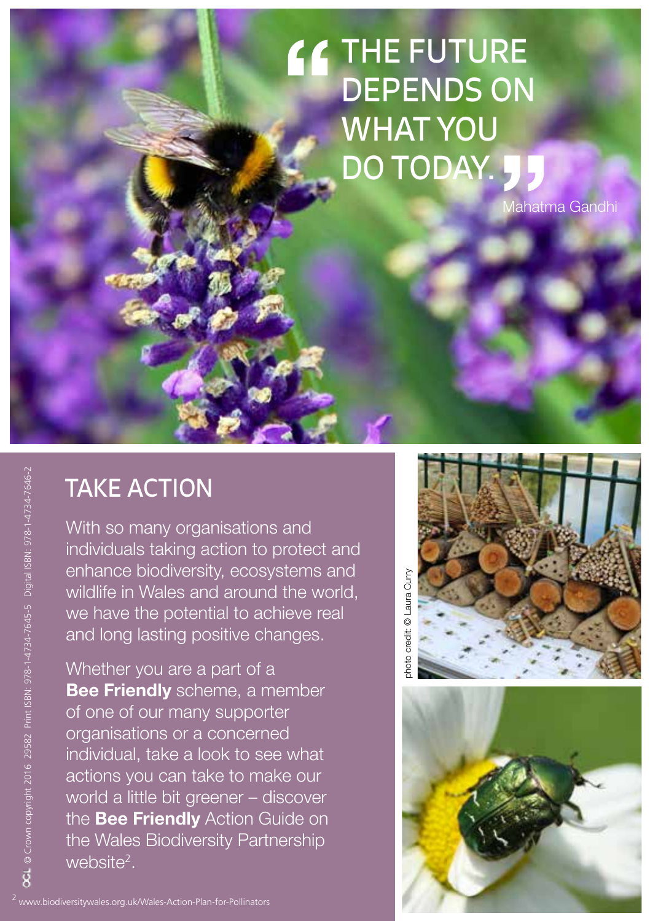> "THE FUTURE DEPENDS ON WHAT YOU DO TODAY."
>
> Mahatma Gandhi

## TAKE ACTION

With so many organisations and individuals taking action to protect and enhance biodiversity, ecosystems and wildlife in Wales and around the world, we have the potential to achieve real and long lasting positive changes.

Whether you are a part of a **Bee Friendly** scheme, a member of one of our many supporter organisations or a concerned individual, take a look to see what actions you can take to make our world a little bit greener – discover the **Bee Friendly** Action Guide on the Wales Biodiversity Partnership website[2].

photo credit: © Laura Curry

[2] www.biodiversitywales.org.uk/Wales-Action-Plan-for-Pollinators

OGL © Crown copyright 2016 29582 Print ISBN: 978-1-4734-7645-5 Digital ISBN: 978-1-4734-7646-2